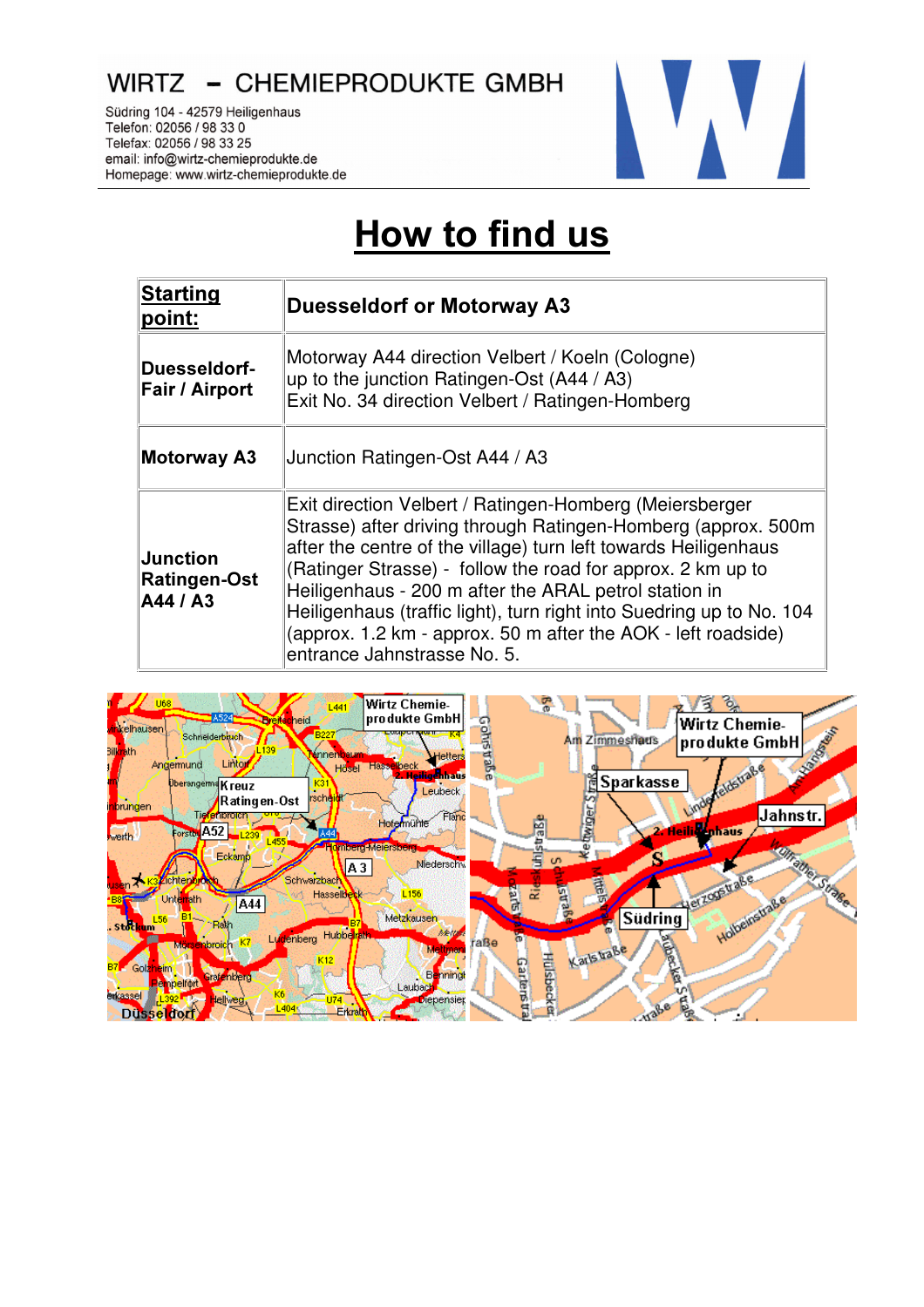WIRTZ – CHEMIEPRODUKTE GMBH

Südring 104 - 42579 Heiligenhaus
Telefon: 02056 / 98 33 0
Telefax: 02056 / 98 33 25
email: info@wirtz-chemieprodukte.de
Homepage: www.wirtz-chemieprodukte.de

# How to find us

| **Starting point:** | **Duesseldorf or Motorway A3** |
|---|---|
| **Duesseldorf-Fair / Airport** | Motorway A44 direction Velbert / Koeln (Cologne) up to the junction Ratingen-Ost (A44 / A3) Exit No. 34 direction Velbert / Ratingen-Homberg |
| **Motorway A3** | Junction Ratingen-Ost A44 / A3 |
| **Junction Ratingen-Ost A44 / A3** | Exit direction Velbert / Ratingen-Homberg (Meiersberger Strasse) after driving through Ratingen-Homberg (approx. 500m after the centre of the village) turn left towards Heiligenhaus (Ratinger Strasse) - follow the road for approx. 2 km up to Heiligenhaus - 200 m after the ARAL petrol station in Heiligenhaus (traffic light), turn right into Suedring up to No. 104 (approx. 1.2 km - approx. 50 m after the AOK - left roadside) entrance Jahnstrasse No. 5. |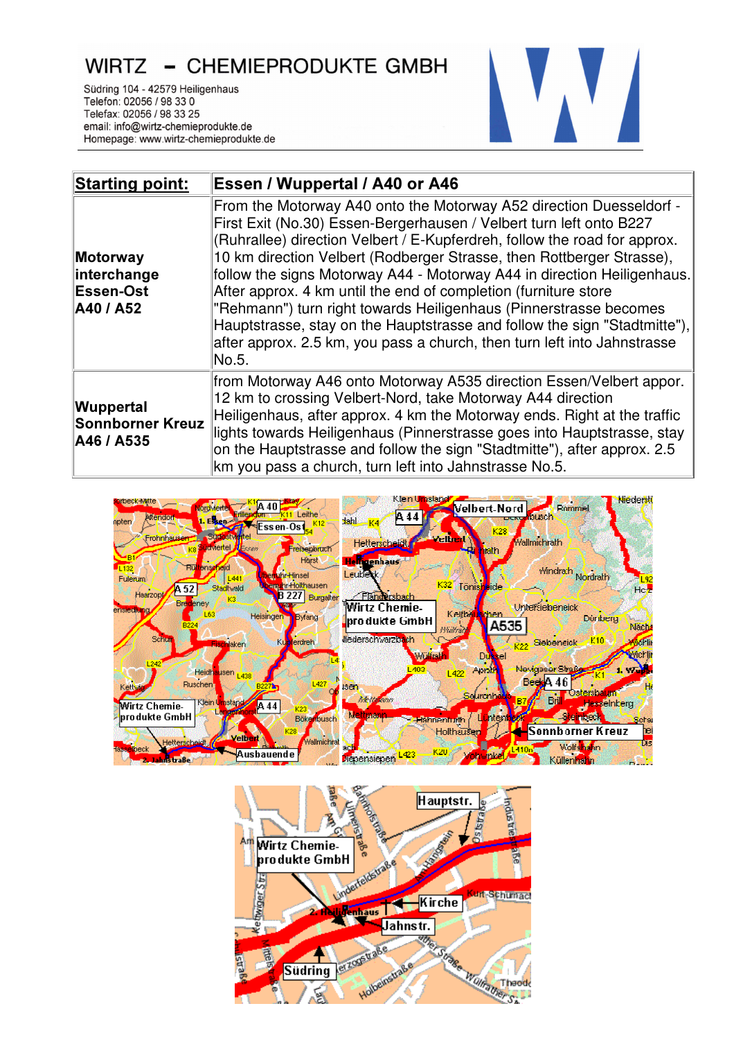# WIRTZ – CHEMIEPRODUKTE GMBH

Südring 104 - 42579 Heiligenhaus
Telefon: 02056 / 98 33 0
Telefax: 02056 / 98 33 25
email: info@wirtz-chemieprodukte.de
Homepage: www.wirtz-chemieprodukte.de

| **Starting point:** | **Essen / Wuppertal / A40 or A46** |
|---|---|
| **Motorway interchange Essen-Ost A40 / A52** | From the Motorway A40 onto the Motorway A52 direction Duesseldorf - First Exit (No.30) Essen-Bergerhausen / Velbert turn left onto B227 (Ruhrallee) direction Velbert / E-Kupferdreh, follow the road for approx. 10 km direction Velbert (Rodberger Strasse, then Rottberger Strasse), follow the signs Motorway A44 - Motorway A44 in direction Heiligenhaus. After approx. 4 km until the end of completion (furniture store "Rehmann") turn right towards Heiligenhaus (Pinnerstrasse becomes Hauptstrasse, stay on the Hauptstrasse and follow the sign "Stadtmitte"), after approx. 2.5 km, you pass a church, then turn left into Jahnstrasse No.5. |
| **Wuppertal Sonnborner Kreuz A46 / A535** | from Motorway A46 onto Motorway A535 direction Essen/Velbert appor. 12 km to crossing Velbert-Nord, take Motorway A44 direction Heiligenhaus, after approx. 4 km the Motorway ends. Right at the traffic lights towards Heiligenhaus (Pinnerstrasse goes into Hauptstrasse, stay on the Hauptstrasse and follow the sign "Stadtmitte"), after approx. 2.5 km you pass a church, turn left into Jahnstrasse No.5. |